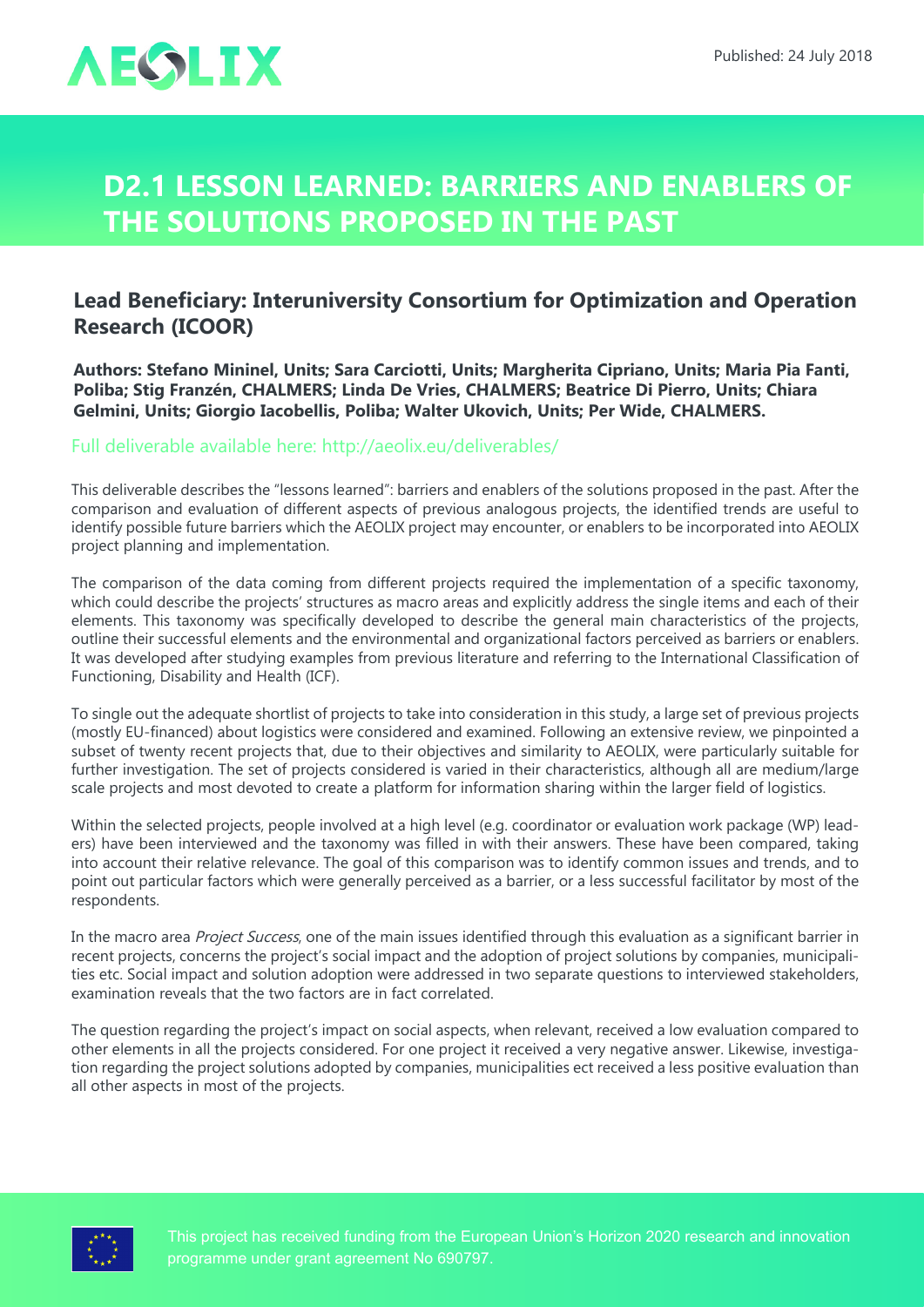Published: 24 July 2018

# D2.1 LESSON LEARNED: BARRIERS AND ENABLERS OF THE SOLUTIONS PROPOSED IN THE PAST

## Lead Beneficiary: Interuniversity Consortium for Optimization and Operation Research (ICOOR)

**Authors: Stefano Mininel, Units; Sara Carciotti, Units; Margherita Cipriano, Units; Maria Pia Fanti, Poliba; Stig Franzén, CHALMERS; Linda De Vries, CHALMERS; Beatrice Di Pierro, Units; Chiara Gelmini, Units; Giorgio Iacobellis, Poliba; Walter Ukovich, Units; Per Wide, CHALMERS.**

Full deliverable available here: http://aeolix.eu/deliverables/

This deliverable describes the "lessons learned": barriers and enablers of the solutions proposed in the past. After the comparison and evaluation of different aspects of previous analogous projects, the identified trends are useful to identify possible future barriers which the AEOLIX project may encounter, or enablers to be incorporated into AEOLIX project planning and implementation.

The comparison of the data coming from different projects required the implementation of a specific taxonomy, which could describe the projects' structures as macro areas and explicitly address the single items and each of their elements. This taxonomy was specifically developed to describe the general main characteristics of the projects, outline their successful elements and the environmental and organizational factors perceived as barriers or enablers. It was developed after studying examples from previous literature and referring to the International Classification of Functioning, Disability and Health (ICF).

To single out the adequate shortlist of projects to take into consideration in this study, a large set of previous projects (mostly EU-financed) about logistics were considered and examined. Following an extensive review, we pinpointed a subset of twenty recent projects that, due to their objectives and similarity to AEOLIX, were particularly suitable for further investigation. The set of projects considered is varied in their characteristics, although all are medium/large scale projects and most devoted to create a platform for information sharing within the larger field of logistics.

Within the selected projects, people involved at a high level (e.g. coordinator or evaluation work package (WP) leaders) have been interviewed and the taxonomy was filled in with their answers. These have been compared, taking into account their relative relevance. The goal of this comparison was to identify common issues and trends, and to point out particular factors which were generally perceived as a barrier, or a less successful facilitator by most of the respondents.

In the macro area *Project Success*, one of the main issues identified through this evaluation as a significant barrier in recent projects, concerns the project's social impact and the adoption of project solutions by companies, municipalities etc. Social impact and solution adoption were addressed in two separate questions to interviewed stakeholders, examination reveals that the two factors are in fact correlated.

The question regarding the project's impact on social aspects, when relevant, received a low evaluation compared to other elements in all the projects considered. For one project it received a very negative answer. Likewise, investigation regarding the project solutions adopted by companies, municipalities ect received a less positive evaluation than all other aspects in most of the projects.

This project has received funding from the European Union's Horizon 2020 research and innovation programme under grant agreement No 690797.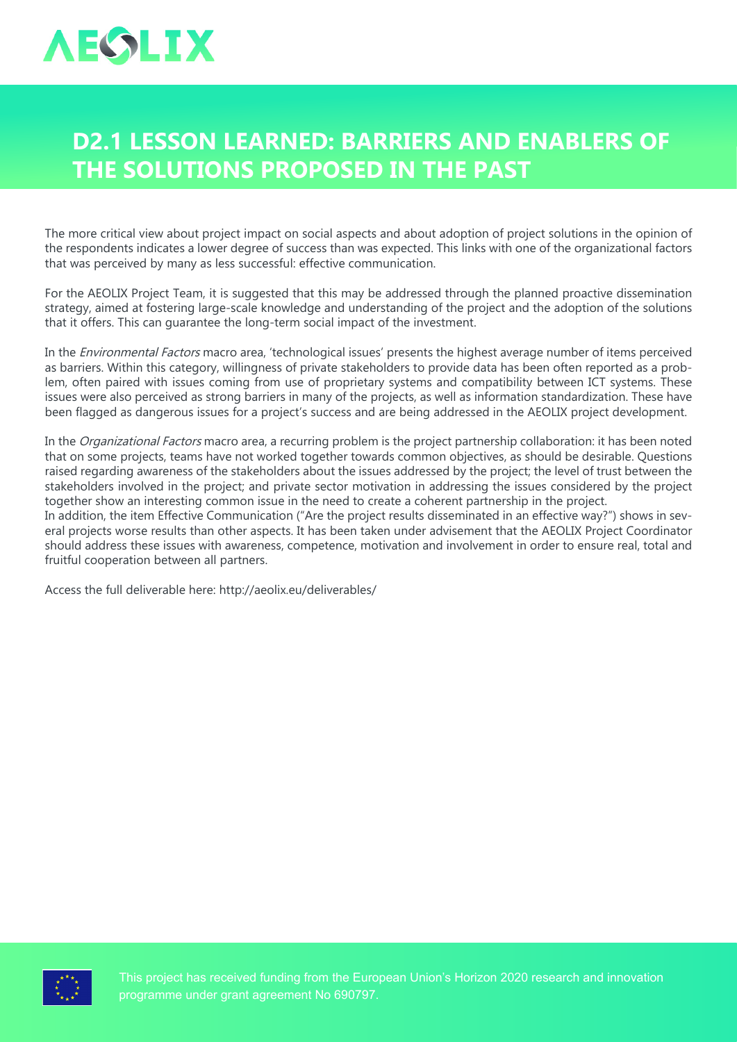# D2.1 LESSON LEARNED: BARRIERS AND ENABLERS OF THE SOLUTIONS PROPOSED IN THE PAST

The more critical view about project impact on social aspects and about adoption of project solutions in the opinion of the respondents indicates a lower degree of success than was expected. This links with one of the organizational factors that was perceived by many as less successful: effective communication.

For the AEOLIX Project Team, it is suggested that this may be addressed through the planned proactive dissemination strategy, aimed at fostering large-scale knowledge and understanding of the project and the adoption of the solutions that it offers. This can guarantee the long-term social impact of the investment.

In the *Environmental Factors* macro area, 'technological issues' presents the highest average number of items perceived as barriers. Within this category, willingness of private stakeholders to provide data has been often reported as a problem, often paired with issues coming from use of proprietary systems and compatibility between ICT systems. These issues were also perceived as strong barriers in many of the projects, as well as information standardization. These have been flagged as dangerous issues for a project's success and are being addressed in the AEOLIX project development.

In the *Organizational Factors* macro area, a recurring problem is the project partnership collaboration: it has been noted that on some projects, teams have not worked together towards common objectives, as should be desirable. Questions raised regarding awareness of the stakeholders about the issues addressed by the project; the level of trust between the stakeholders involved in the project; and private sector motivation in addressing the issues considered by the project together show an interesting common issue in the need to create a coherent partnership in the project.
In addition, the item Effective Communication ("Are the project results disseminated in an effective way?") shows in several projects worse results than other aspects. It has been taken under advisement that the AEOLIX Project Coordinator should address these issues with awareness, competence, motivation and involvement in order to ensure real, total and fruitful cooperation between all partners.

Access the full deliverable here: http://aeolix.eu/deliverables/

This project has received funding from the European Union's Horizon 2020 research and innovation programme under grant agreement No 690797.